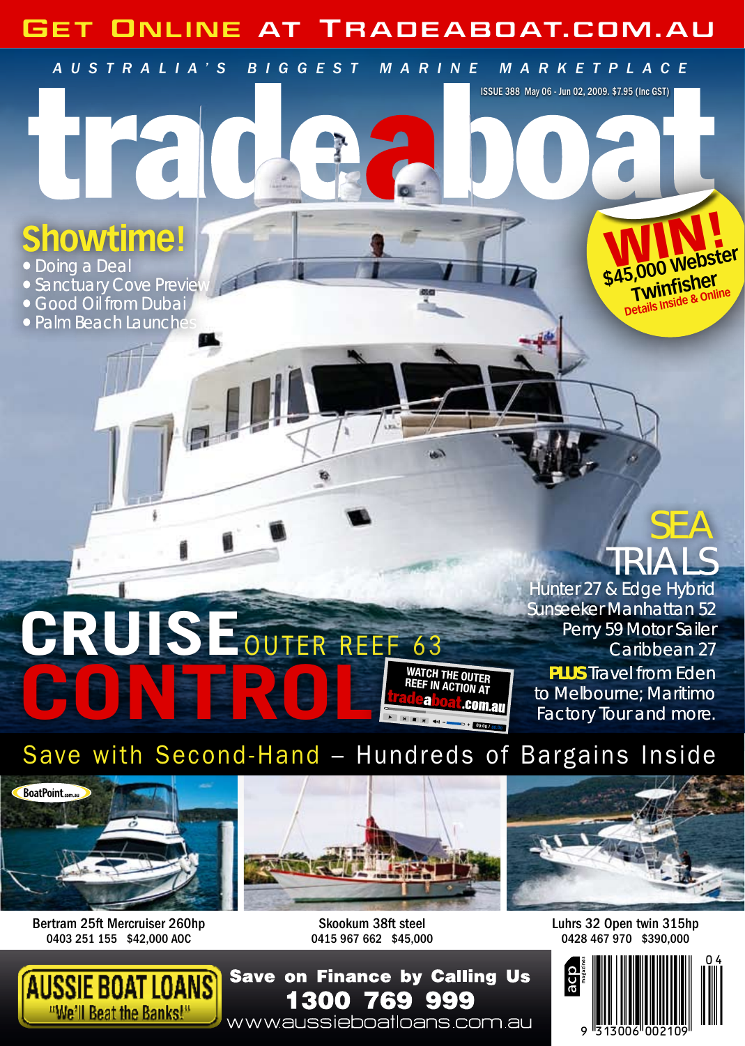GET ONLINE AT TRADEABOAT.COM.AU

AUSTRALIA'S BIGGEST MARINE MARKETPLACE

# tradeaboat

ISSUE 388 May 06 - Jun 02, 2009. $7.95 (Inc GST)

## Showtime!

- Doing a Deal
- Sanctuary Cove Preview
- Good Oil from Dubai
- Palm Beach Launches

**WIN!** $45,000 Webster Twinfisher
Details Inside & Online

## SEA TRIALS

Hunter 27 & Edge Hybrid
Sunseeker Manhattan 52
Perry 59 Motor Sailer
Caribbean 27

**PLUS** Travel from Eden to Melbourne; Maritimo Factory Tour and more.

# CRUISE CONTROL

OUTER REEF 63

WATCH THE OUTER REEF IN ACTION AT tradeaboat.com.au

Save with Second-Hand – Hundreds of Bargains Inside

BoatPoint.com.au

Bertram 25ft Mercruiser 260hp
0403 251 155 $42,000 AOC

Skookum 38ft steel
0415 967 662 $45,000

Luhrs 32 Open twin 315hp
0428 467 970 $390,000

AUSSIE BOAT LOANS "We'll Beat the Banks!"

Save on Finance by Calling Us
**1300 769 999**
www.aussieboatloans.com.au

acp magazines

9 313006 002109 04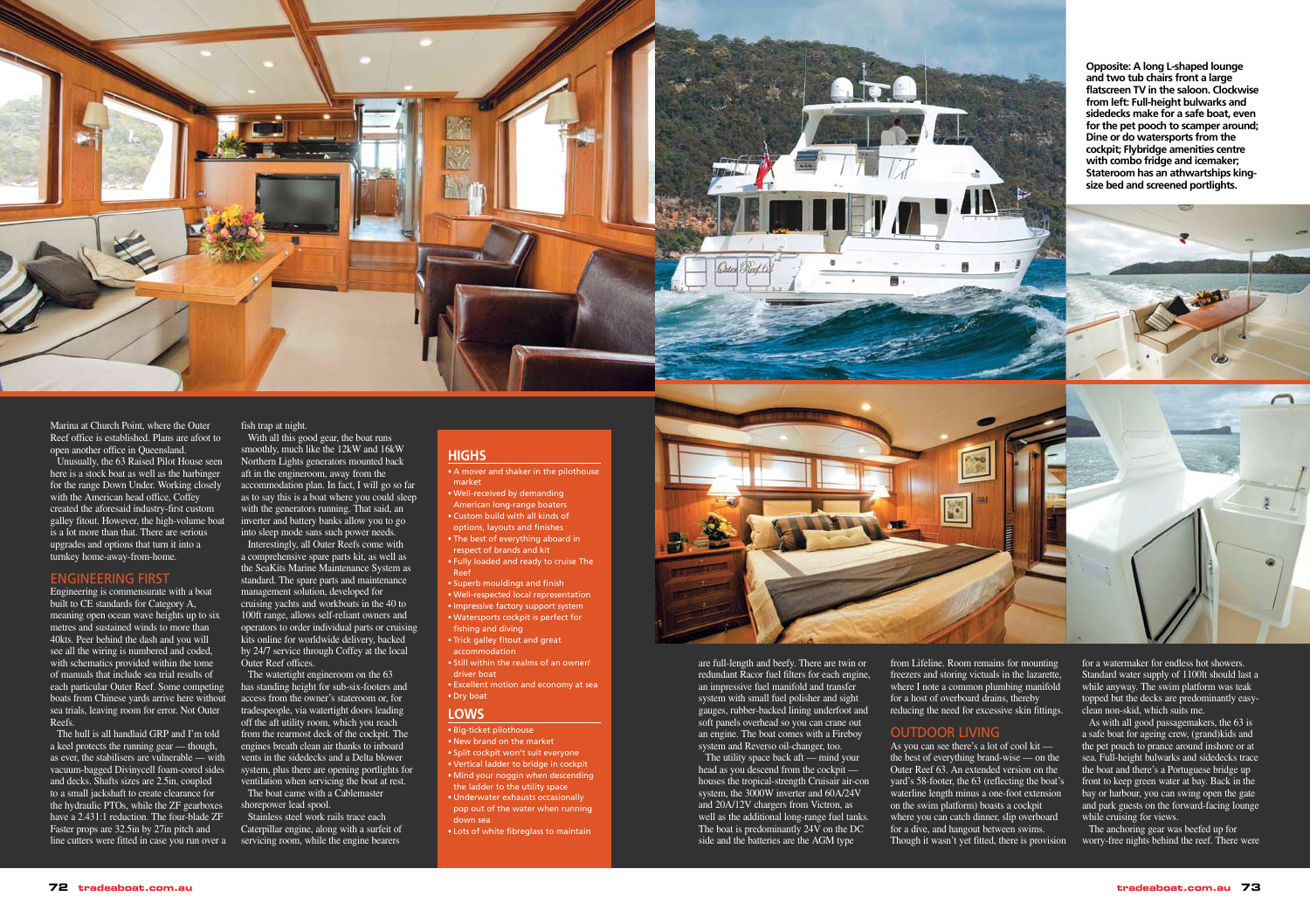Opposite: A long L-shaped lounge and two tub chairs front a large flatscreen TV in the saloon. Clockwise from left: Full-height bulwarks and sidedecks make for a safe boat, even for the pet pooch to scamper around; Dine or do watersports from the cockpit; Flybridge amenities centre with combo fridge and icemaker; Stateroom has an athwartships king-size bed and screened portlights.

Marina at Church Point, where the Outer Reef office is established. Plans are afoot to open another office in Queensland.

Unusually, the 63 Raised Pilot House seen here is a stock boat as well as the harbinger for the range Down Under. Working closely with the American head office, Coffey created the aforesaid industry-first custom galley fitout. However, the high-volume boat is a lot more than that. There are serious upgrades and options that turn it into a turnkey home-away-from-home.

## ENGINEERING FIRST

Engineering is commensurate with a boat built to CE standards for Category A, meaning open ocean wave heights up to six metres and sustained winds to more than 40kts. Peer behind the dash and you will see all the wiring is numbered and coded, with schematics provided within the tome of manuals that include sea trial results of each particular Outer Reef. Some competing boats from Chinese yards arrive here without sea trials, leaving room for error. Not Outer Reefs.

The hull is all handlaid GRP and I'm told a keel protects the running gear — though, as ever, the stabilisers are vulnerable — with vacuum-bagged Divinycell foam-cored sides and decks. Shafts sizes are 2.5in, coupled to a small jackshaft to create clearance for the hydraulic PTOs, while the ZF gearboxes have a 2.431:1 reduction. The four-blade ZF Faster props are 32.5in by 27in pitch and line cutters were fitted in case you run over a fish trap at night.

With all this good gear, the boat runs smoothly, much like the 12kW and 16kW Northern Lights generators mounted back aft in the engineroom, away from the accommodation plan. In fact, I will go so far as to say this is a boat where you could sleep with the generators running. That said, an inverter and battery banks allow you to go into sleep mode sans such power needs.

Interestingly, all Outer Reefs come with a comprehensive spare parts kit, as well as the SeaKits Marine Maintenance System as standard. The spare parts and maintenance management solution, developed for cruising yachts and workboats in the 40 to 100ft range, allows self-reliant owners and operators to order individual parts or cruising kits online for worldwide delivery, backed by 24/7 service through Coffey at the local Outer Reef offices.

The watertight engineroom on the 63 has standing height for sub-six-footers and access from the owner's stateroom or, for tradespeople, via watertight doors leading off the aft utility room, which you reach from the rearmost deck of the cockpit. The engines breath clean air thanks to inboard vents in the sidedecks and a Delta blower system, plus there are opening portlights for ventilation when servicing the boat at rest.

The boat came with a Cablemaster shorepower lead spool.

Stainless steel work rails trace each Caterpillar engine, along with a surfeit of servicing room, while the engine bearers are full-length and beefy. There are twin or redundant Racor fuel filters for each engine, an impressive fuel manifold and transfer system with small fuel polisher and sight gauges, rubber-backed lining underfoot and soft panels overhead so you can crane out an engine. The boat comes with a Fireboy system and Reverso oil-changer, too.

The utility space back aft — mind your head as you descend from the cockpit — houses the tropical-strength Cruisair air-con system, the 3000W inverter and 60A/24V and 20A/12V chargers from Victron, as well as the additional long-range fuel tanks. The boat is predominantly 24V on the DC side and the batteries are the AGM type from Lifeline. Room remains for mounting freezers and storing victuals in the lazarette, where I note a common plumbing manifold for a host of overboard drains, thereby reducing the need for excessive skin fittings.

## OUTDOOR LIVING

As you can see there's a lot of cool kit — the best of everything brand-wise — on the Outer Reef 63. An extended version on the yard's 58-footer, the 63 (reflecting the boat's waterline length minus a one-foot extension on the swim platform) boasts a cockpit where you can catch dinner, slip overboard for a dive, and hangout between swims. Though it wasn't yet fitted, there is provision for a watermaker for endless hot showers. Standard water supply of 1100lt should last a while anyway. The swim platform was teak topped but the decks are predominantly easy-clean non-skid, which suits me.

As with all good passagemakers, the 63 is a safe boat for ageing crew, (grand)kids and the pet pouch to prance around inshore or at sea. Full-height bulwarks and sidedecks trace the boat and there's a Portuguese bridge up front to keep green water at bay. Back in the bay or harbour, you can swing open the gate and park guests on the forward-facing lounge while cruising for views.

The anchoring gear was beefed up for worry-free nights behind the reef. There were

## HIGHS

- A mover and shaker in the pilothouse market
- Well-received by demanding American long-range boaters
- Custom build with all kinds of options, layouts and finishes
- The best of everything aboard in respect of brands and kit
- Fully loaded and ready to cruise The Reef
- Superb mouldings and finish
- Well-respected local representation
- Impressive factory support system
- Watersports cockpit is perfect for fishing and diving
- Trick galley fitout and great accommodation
- Still within the realms of an owner/driver boat
- Excellent motion and economy at sea
- Dry boat

## LOWS

- Big-ticket pilothouse
- New brand on the market
- Split cockpit won't suit everyone
- Vertical ladder to bridge in cockpit
- Mind your noggin when descending the ladder to the utility space
- Underwater exhausts occasionally pop out of the water when running down sea
- Lots of white fibreglass to maintain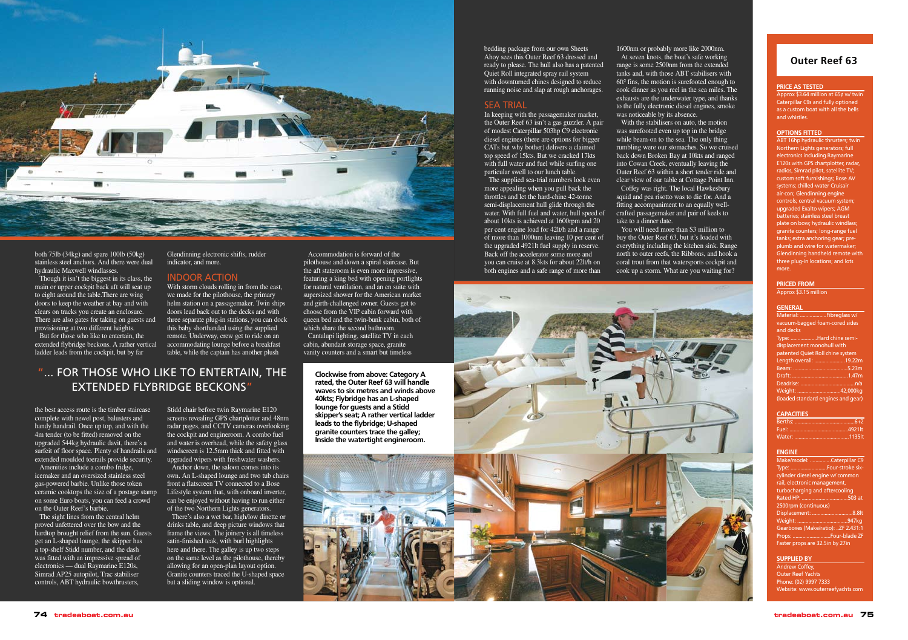both 75lb (34kg) and spare 100lb (50kg) stainless steel anchors. And there were dual hydraulic Maxwell windlasses.

Though it isn't the biggest in its class, the main or upper cockpit back aft will seat up to eight around the table.There are wing doors to keep the weather at bay and with clears on tracks you create an enclosure. There are also gates for taking on guests and provisioning at two different heights.

But for those who like to entertain, the extended flybridge beckons. A rather vertical ladder leads from the cockpit, but by far the best access route is the timber staircase complete with newel post, balusters and handy handrail. Once up top, and with the 4m tender (to be fitted) removed on the upgraded 544kg hydraulic davit, there's a surfeit of floor space. Plenty of handrails and extended moulded toerails provide security.

Amenities include a combo fridge, icemaker and an oversized stainless steel gas-powered barbie. Unlike those token ceramic cooktops the size of a postage stamp on some Euro boats, you can feed a crowd on the Outer Reef's barbie.

The sight lines from the central helm proved unfettered over the bow and the hardtop brought relief from the sun. Guests get an L-shaped lounge, the skipper has a top-shelf Stidd number, and the dash was fitted with an impressive spread of electronics — dual Raymarine E120s, Simrad AP25 autopilot, Trac stabiliser controls, ABT hydraulic bowthrusters, Glendinning electronic shifts, rudder indicator, and more.

## INDOOR ACTION

With storm clouds rolling in from the east, we made for the pilothouse, the primary helm station on a passagemaker. Twin ships doors lead back out to the decks and with three separate plug-in stations, you can dock this baby shorthanded using the supplied remote. Underway, crew get to ride on an accommodating lounge before a breakfast table, while the captain has another plush Stidd chair before twin Raymarine E120 screens revealing GPS chartplotter and 48nm radar pages, and CCTV cameras overlooking the cockpit and engineroom. A combo fuel and water is overhead, while the safety glass windscreen is 12.5mm thick and fitted with upgraded wipers with freshwater washers.

Anchor down, the saloon comes into its own. An L-shaped lounge and two tub chairs front a flatscreen TV connected to a Bose Lifestyle system that, with onboard inverter, can be enjoyed without having to run either of the two Northern Lights generators.

There's also a wet bar, high/low dinette or drinks table, and deep picture windows that frame the views. The joinery is all timeless satin-finished teak, with burl highlights here and there. The galley is up two steps on the same level as the pilothouse, thereby allowing for an open-plan layout option. Granite counters traced the U-shaped space but a sliding window is optional.

> "... FOR THOSE WHO LIKE TO ENTERTAIN, THE EXTENDED FLYBRIDGE BECKONS"

Accommodation is forward of the pilothouse and down a spiral staircase. But the aft stateroom is even more impressive, featuring a king bed with opening portlights for natural ventilation, and an en suite with supersized shower for the American market and girth-challenged owner. Guests get to choose from the VIP cabin forward with queen bed and the twin-bunk cabin, both of which share the second bathroom.

Cantalupi lighting, satellite TV in each cabin, abundant storage space, granite vanity counters and a smart but timeless bedding package from our own Sheets Ahoy sees this Outer Reef 63 dressed and ready to please. The hull also has a patented Quiet Roll integrated spray rail system with downturned chines designed to reduce running noise and slap at rough anchorages.

**Clockwise from above: Category A rated, the Outer Reef 63 will handle waves to six metres and winds above 40kts; Flybridge has an L-shaped lounge for guests and a Stidd skipper's seat; A rather vertical ladder leads to the flybridge; U-shaped granite counters trace the galley; Inside the watertight engineroom.**

## SEA TRIAL

In keeping with the passagemaker market, the Outer Reef 63 isn't a gas guzzler. A pair of modest Caterpillar 503hp C9 electronic diesel engines (there are options for bigger CATs but why bother) delivers a claimed top speed of 15kts. But we cracked 17kts with full water and fuel while surfing one particular swell to our lunch table.

The supplied sea-trial numbers look even more appealing when you pull back the throttles and let the hard-chine 42-tonne semi-displacement hull glide through the water. With full fuel and water, hull speed of about 10kts is achieved at 1600rpm and 20 per cent engine load for 42lt/h and a range of more than 1000nm leaving 10 per cent of the upgraded 4921lt fuel supply in reserve. Back off the accelerator some more and you can cruise at 8.3kts for about 22lt/h on both engines and a safe range of more than 1600nm or probably more like 2000nm.

At seven knots, the boat's safe working range is some 2500nm from the extended tanks and, with those ABT stabilisers with 6ft² fins, the motion is surefooted enough to cook dinner as you reel in the sea miles. The exhausts are the underwater type, and thanks to the fully electronic diesel engines, smoke was noticeable by its absence.

With the stabilisers on auto, the motion was surefooted even up top in the bridge while beam-on to the sea. The only thing rumbling were our stomaches. So we cruised back down Broken Bay at 10kts and ranged into Cowan Creek, eventually leaving the Outer Reef 63 within a short tender ride and clear view of our table at Cottage Point Inn.

Coffey was right. The local Hawkesbury squid and pea risotto was to die for. And a fitting accompaniment to an equally well-crafted passagemaker and pair of keels to take to a dinner date.

You will need more than $3 million to buy the Outer Reef 63, but it's loaded with everything including the kitchen sink. Range north to outer reefs, the Ribbons, and hook a coral trout from that watersports cockpit and cook up a storm. What are you waiting for?

## Outer Reef 63

### PRICE AS TESTED

Approx $3.64 million at 65¢ w/ twin Caterpillar C9s and fully optioned as a custom boat with all the bells and whistles.

### OPTIONS FITTED

ABT 16hp hydraulic thrusters; twin Northern Lights generators; full electronics including Raymarine E120s with GPS chartplotter, radar, radios, Simrad pilot, satellite TV; custom soft furnishings; Bose AV systems; chilled-water Cruisair air-con; Glendinning engine controls; central vacuum system; upgraded Exalto wipers; AGM batteries; stainless steel breast plate on bow; hydraulic windlass; granite counters; long-range fuel tanks; extra anchoring gear; pre-plumb and wire for watermaker; Glendinning handheld remote with three plug-in locations; and lots more.

### PRICED FROM

Approx $3.15 million

### GENERAL

Material: Fibreglass w/ vacuum-bagged foam-cored sides and decks
Type: Hard chine semi-displacement monohull with patented Quiet Roll chine system
Length overall: 19.22m
Beam: 5.23m
Draft: 1.47m
Deadrise: n/a
Weight: 42,000kg (loaded standard engines and gear)

### CAPACITIES

Berths: 6+2
Fuel: 4921lt
Water: 1135lt

### ENGINE

Make/model: Caterpillar C9
Type: Four-stroke six-cylinder diesel engine w/ common rail, electronic management, turbocharging and aftercooling
Rated HP: 503 at 2500rpm (continuous)
Displacement: 8.8lt
Weight: 947kg
Gearboxes (Make/ratio): ZF 2.431:1
Props: Four-blade ZF
Faster props are 32.5in by 27in

### SUPPLIED BY

Andrew Coffey,
Outer Reef Yachts
Phone: (02) 9997 7333
Website: www.outerreefyachts.com